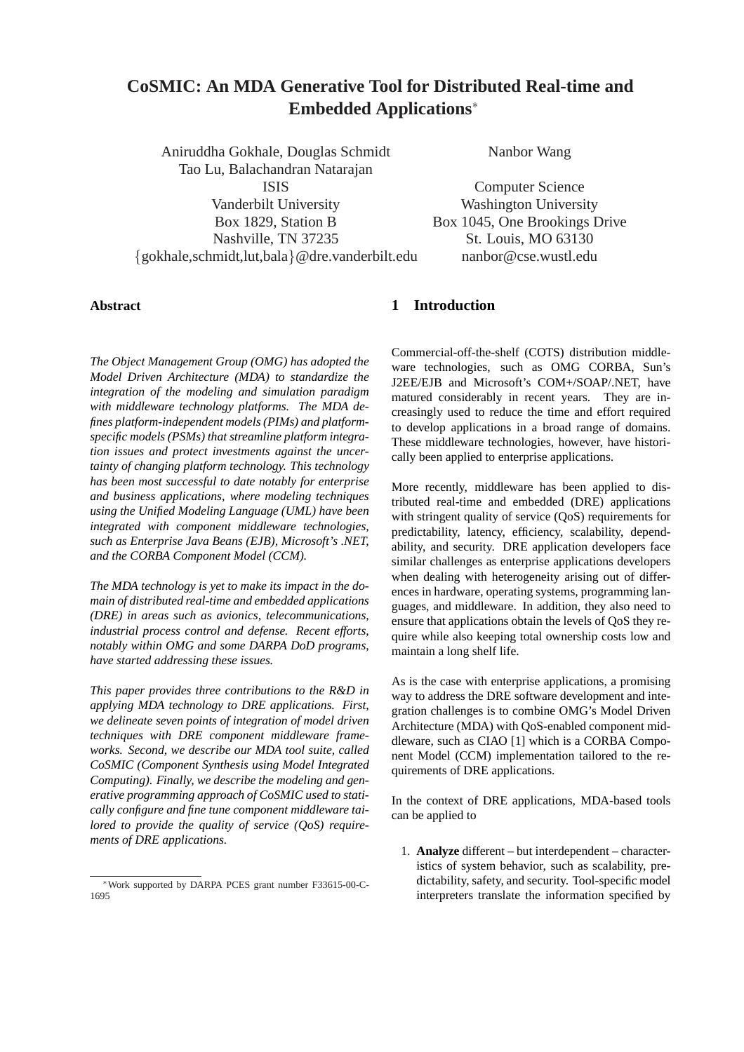# CoSMIC: An MDA Generative Tool for Distributed Real-time and Embedded Applications*

Aniruddha Gokhale, Douglas Schmidt
Tao Lu, Balachandran Natarajan
ISIS
Vanderbilt University
Box 1829, Station B
Nashville, TN 37235
{gokhale,schmidt,lut,bala}@dre.vanderbilt.edu

Nanbor Wang
Computer Science
Washington University
Box 1045, One Brookings Drive
St. Louis, MO 63130
nanbor@cse.wustl.edu

## Abstract

*The Object Management Group (OMG) has adopted the Model Driven Architecture (MDA) to standardize the integration of the modeling and simulation paradigm with middleware technology platforms. The MDA defines platform-independent models (PIMs) and platform-specific models (PSMs) that streamline platform integration issues and protect investments against the uncertainty of changing platform technology. This technology has been most successful to date notably for enterprise and business applications, where modeling techniques using the Unified Modeling Language (UML) have been integrated with component middleware technologies, such as Enterprise Java Beans (EJB), Microsoft's .NET, and the CORBA Component Model (CCM).*

*The MDA technology is yet to make its impact in the domain of distributed real-time and embedded applications (DRE) in areas such as avionics, telecommunications, industrial process control and defense. Recent efforts, notably within OMG and some DARPA DoD programs, have started addressing these issues.*

*This paper provides three contributions to the R&D in applying MDA technology to DRE applications. First, we delineate seven points of integration of model driven techniques with DRE component middleware frameworks. Second, we describe our MDA tool suite, called CoSMIC (Component Synthesis using Model Integrated Computing). Finally, we describe the modeling and generative programming approach of CoSMIC used to statically configure and fine tune component middleware tailored to provide the quality of service (QoS) requirements of DRE applications.*

*Work supported by DARPA PCES grant number F33615-00-C-1695

## 1 Introduction

Commercial-off-the-shelf (COTS) distribution middleware technologies, such as OMG CORBA, Sun's J2EE/EJB and Microsoft's COM+/SOAP/.NET, have matured considerably in recent years. They are increasingly used to reduce the time and effort required to develop applications in a broad range of domains. These middleware technologies, however, have historically been applied to enterprise applications.

More recently, middleware has been applied to distributed real-time and embedded (DRE) applications with stringent quality of service (QoS) requirements for predictability, latency, efficiency, scalability, dependability, and security. DRE application developers face similar challenges as enterprise applications developers when dealing with heterogeneity arising out of differences in hardware, operating systems, programming languages, and middleware. In addition, they also need to ensure that applications obtain the levels of QoS they require while also keeping total ownership costs low and maintain a long shelf life.

As is the case with enterprise applications, a promising way to address the DRE software development and integration challenges is to combine OMG's Model Driven Architecture (MDA) with QoS-enabled component middleware, such as CIAO [1] which is a CORBA Component Model (CCM) implementation tailored to the requirements of DRE applications.

In the context of DRE applications, MDA-based tools can be applied to

1. **Analyze** different – but interdependent – characteristics of system behavior, such as scalability, predictability, safety, and security. Tool-specific model interpreters translate the information specified by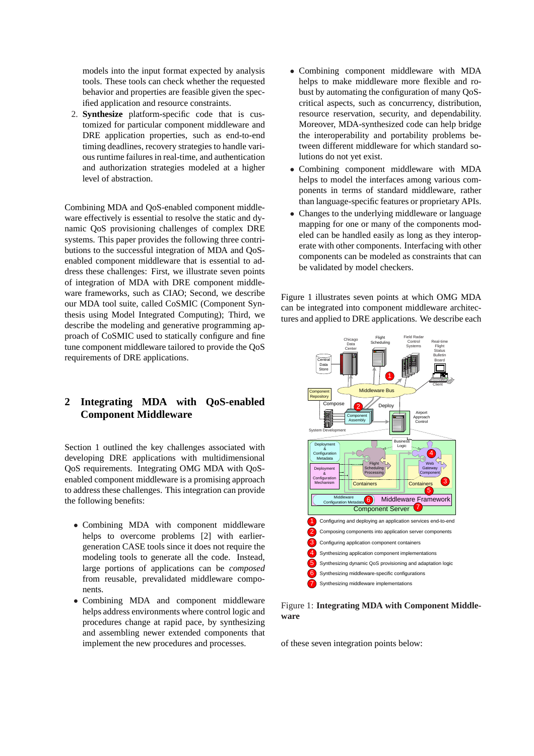models into the input format expected by analysis tools. These tools can check whether the requested behavior and properties are feasible given the specified application and resource constraints.

2. **Synthesize** platform-specific code that is customized for particular component middleware and DRE application properties, such as end-to-end timing deadlines, recovery strategies to handle various runtime failures in real-time, and authentication and authorization strategies modeled at a higher level of abstraction.

Combining MDA and QoS-enabled component middleware effectively is essential to resolve the static and dynamic QoS provisioning challenges of complex DRE systems. This paper provides the following three contributions to the successful integration of MDA and QoS-enabled component middleware that is essential to address these challenges: First, we illustrate seven points of integration of MDA with DRE component middleware frameworks, such as CIAO; Second, we describe our MDA tool suite, called CoSMIC (Component Synthesis using Model Integrated Computing); Third, we describe the modeling and generative programming approach of CoSMIC used to statically configure and fine tune component middleware tailored to provide the QoS requirements of DRE applications.

## 2 Integrating MDA with QoS-enabled Component Middleware

Section 1 outlined the key challenges associated with developing DRE applications with multidimensional QoS requirements. Integrating OMG MDA with QoS-enabled component middleware is a promising approach to address these challenges. This integration can provide the following benefits:

- Combining MDA with component middleware helps to overcome problems [2] with earlier-generation CASE tools since it does not require the modeling tools to generate all the code. Instead, large portions of applications can be *composed* from reusable, prevalidated middleware components.
- Combining MDA and component middleware helps address environments where control logic and procedures change at rapid pace, by synthesizing and assembling newer extended components that implement the new procedures and processes.
- Combining component middleware with MDA helps to make middleware more flexible and robust by automating the configuration of many QoS-critical aspects, such as concurrency, distribution, resource reservation, security, and dependability. Moreover, MDA-synthesized code can help bridge the interoperability and portability problems between different middleware for which standard solutions do not yet exist.
- Combining component middleware with MDA helps to model the interfaces among various components in terms of standard middleware, rather than language-specific features or proprietary APIs.
- Changes to the underlying middleware or language mapping for one or many of the components modeled can be handled easily as long as they interoperate with other components. Interfacing with other components can be modeled as constraints that can be validated by model checkers.

Figure 1 illustrates seven points at which OMG MDA can be integrated into component middleware architectures and applied to DRE applications. We describe each of these seven integration points below:

Figure 1: **Integrating MDA with Component Middleware**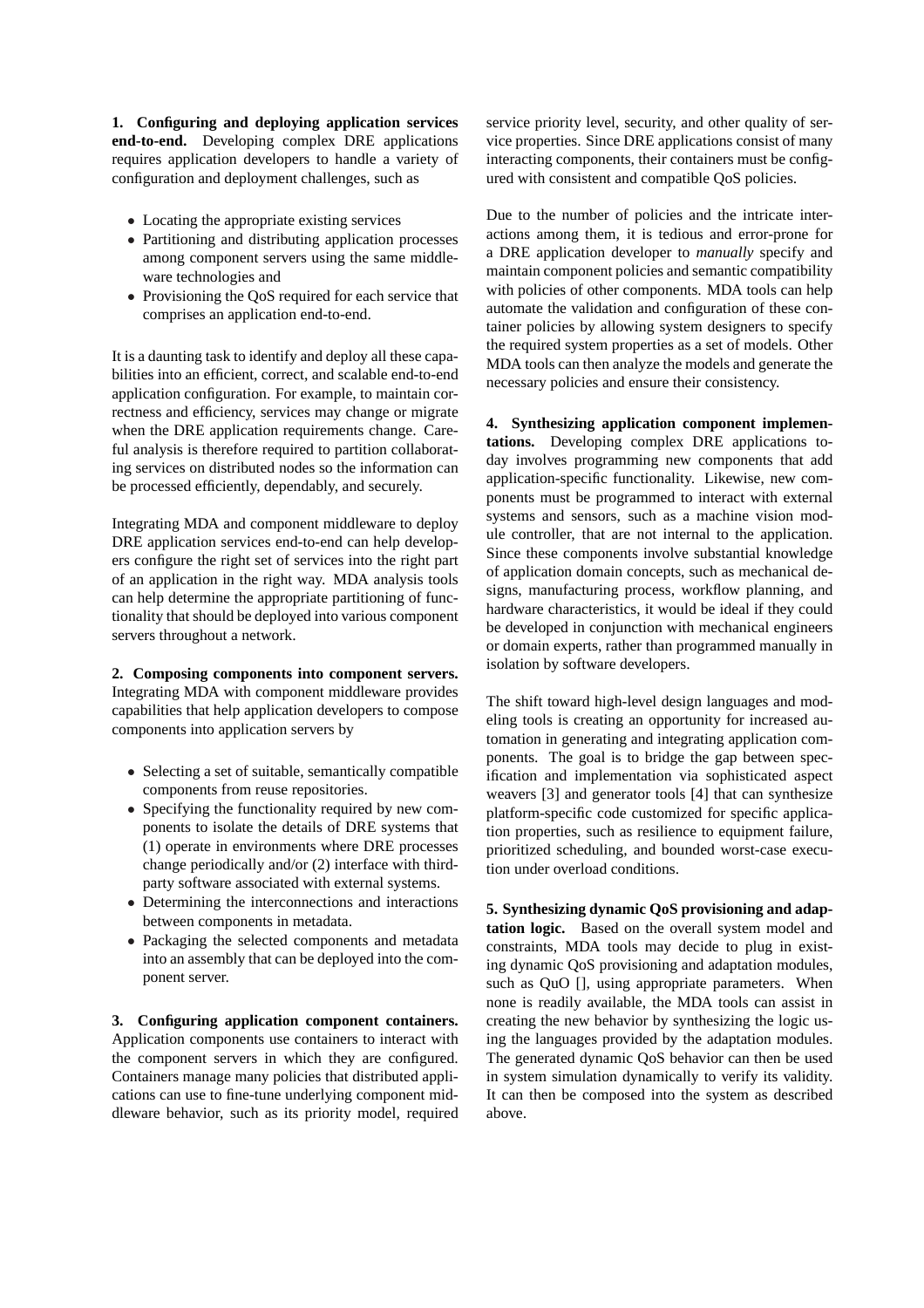**1. Configuring and deploying application services end-to-end.** Developing complex DRE applications requires application developers to handle a variety of configuration and deployment challenges, such as

- Locating the appropriate existing services
- Partitioning and distributing application processes among component servers using the same middleware technologies and
- Provisioning the QoS required for each service that comprises an application end-to-end.

It is a daunting task to identify and deploy all these capabilities into an efficient, correct, and scalable end-to-end application configuration. For example, to maintain correctness and efficiency, services may change or migrate when the DRE application requirements change. Careful analysis is therefore required to partition collaborating services on distributed nodes so the information can be processed efficiently, dependably, and securely.

Integrating MDA and component middleware to deploy DRE application services end-to-end can help developers configure the right set of services into the right part of an application in the right way. MDA analysis tools can help determine the appropriate partitioning of functionality that should be deployed into various component servers throughout a network.

**2. Composing components into component servers.** Integrating MDA with component middleware provides capabilities that help application developers to compose components into application servers by

- Selecting a set of suitable, semantically compatible components from reuse repositories.
- Specifying the functionality required by new components to isolate the details of DRE systems that (1) operate in environments where DRE processes change periodically and/or (2) interface with third-party software associated with external systems.
- Determining the interconnections and interactions between components in metadata.
- Packaging the selected components and metadata into an assembly that can be deployed into the component server.

**3. Configuring application component containers.** Application components use containers to interact with the component servers in which they are configured. Containers manage many policies that distributed applications can use to fine-tune underlying component middleware behavior, such as its priority model, required service priority level, security, and other quality of service properties. Since DRE applications consist of many interacting components, their containers must be configured with consistent and compatible QoS policies.

Due to the number of policies and the intricate interactions among them, it is tedious and error-prone for a DRE application developer to *manually* specify and maintain component policies and semantic compatibility with policies of other components. MDA tools can help automate the validation and configuration of these container policies by allowing system designers to specify the required system properties as a set of models. Other MDA tools can then analyze the models and generate the necessary policies and ensure their consistency.

**4. Synthesizing application component implementations.** Developing complex DRE applications today involves programming new components that add application-specific functionality. Likewise, new components must be programmed to interact with external systems and sensors, such as a machine vision module controller, that are not internal to the application. Since these components involve substantial knowledge of application domain concepts, such as mechanical designs, manufacturing process, workflow planning, and hardware characteristics, it would be ideal if they could be developed in conjunction with mechanical engineers or domain experts, rather than programmed manually in isolation by software developers.

The shift toward high-level design languages and modeling tools is creating an opportunity for increased automation in generating and integrating application components. The goal is to bridge the gap between specification and implementation via sophisticated aspect weavers [3] and generator tools [4] that can synthesize platform-specific code customized for specific application properties, such as resilience to equipment failure, prioritized scheduling, and bounded worst-case execution under overload conditions.

**5. Synthesizing dynamic QoS provisioning and adaptation logic.** Based on the overall system model and constraints, MDA tools may decide to plug in existing dynamic QoS provisioning and adaptation modules, such as QuO [], using appropriate parameters. When none is readily available, the MDA tools can assist in creating the new behavior by synthesizing the logic using the languages provided by the adaptation modules. The generated dynamic QoS behavior can then be used in system simulation dynamically to verify its validity. It can then be composed into the system as described above.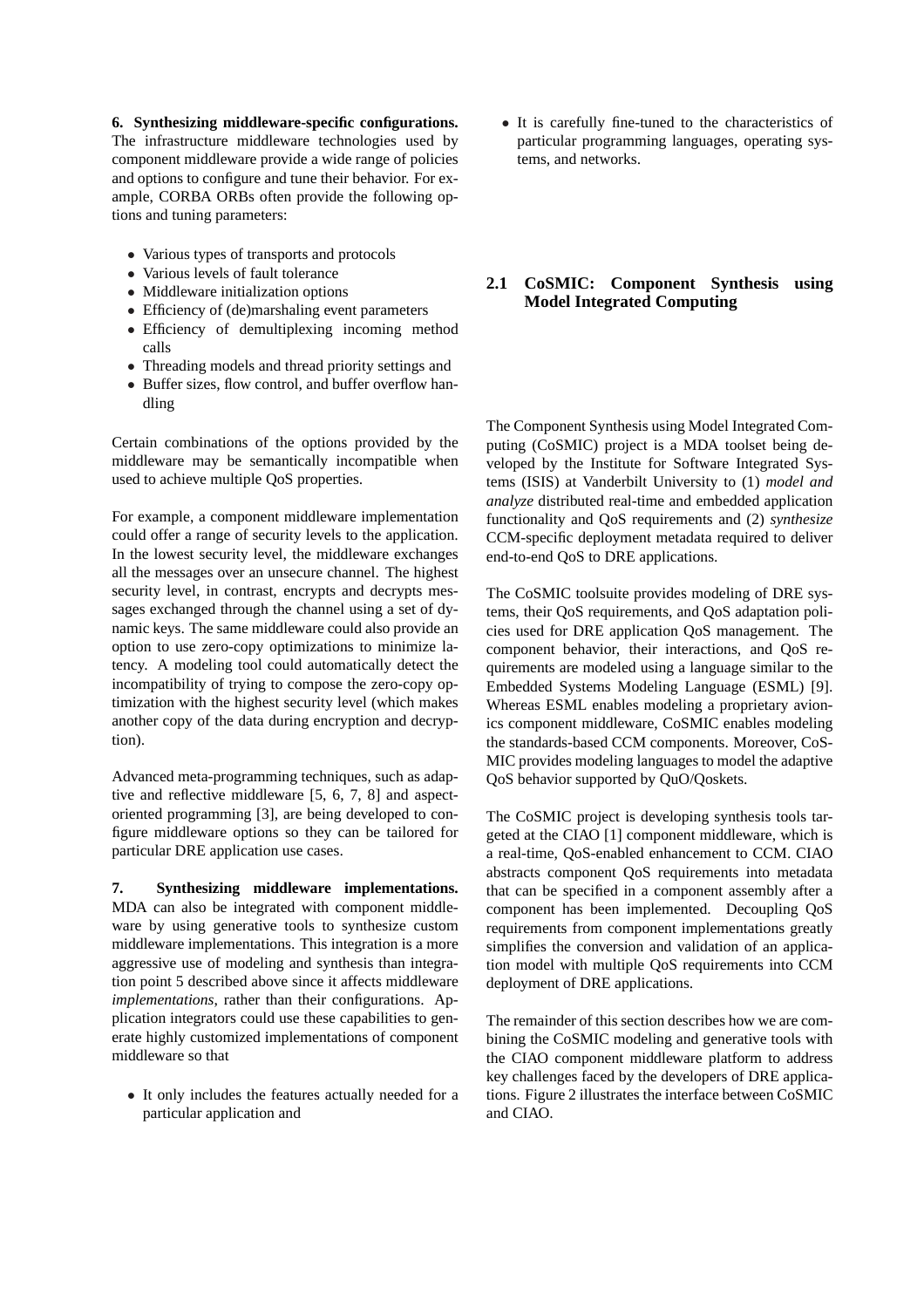**6. Synthesizing middleware-specific configurations.** The infrastructure middleware technologies used by component middleware provide a wide range of policies and options to configure and tune their behavior. For example, CORBA ORBs often provide the following options and tuning parameters:

- Various types of transports and protocols
- Various levels of fault tolerance
- Middleware initialization options
- Efficiency of (de)marshaling event parameters
- Efficiency of demultiplexing incoming method calls
- Threading models and thread priority settings and
- Buffer sizes, flow control, and buffer overflow handling

Certain combinations of the options provided by the middleware may be semantically incompatible when used to achieve multiple QoS properties.

For example, a component middleware implementation could offer a range of security levels to the application. In the lowest security level, the middleware exchanges all the messages over an unsecure channel. The highest security level, in contrast, encrypts and decrypts messages exchanged through the channel using a set of dynamic keys. The same middleware could also provide an option to use zero-copy optimizations to minimize latency. A modeling tool could automatically detect the incompatibility of trying to compose the zero-copy optimization with the highest security level (which makes another copy of the data during encryption and decryption).

Advanced meta-programming techniques, such as adaptive and reflective middleware [5, 6, 7, 8] and aspect-oriented programming [3], are being developed to configure middleware options so they can be tailored for particular DRE application use cases.

**7. Synthesizing middleware implementations.** MDA can also be integrated with component middleware by using generative tools to synthesize custom middleware implementations. This integration is a more aggressive use of modeling and synthesis than integration point 5 described above since it affects middleware *implementations*, rather than their configurations. Application integrators could use these capabilities to generate highly customized implementations of component middleware so that

- It only includes the features actually needed for a particular application and
- It is carefully fine-tuned to the characteristics of particular programming languages, operating systems, and networks.

### 2.1 CoSMIC: Component Synthesis using Model Integrated Computing

The Component Synthesis using Model Integrated Computing (CoSMIC) project is a MDA toolset being developed by the Institute for Software Integrated Systems (ISIS) at Vanderbilt University to (1) *model and analyze* distributed real-time and embedded application functionality and QoS requirements and (2) *synthesize* CCM-specific deployment metadata required to deliver end-to-end QoS to DRE applications.

The CoSMIC toolsuite provides modeling of DRE systems, their QoS requirements, and QoS adaptation policies used for DRE application QoS management. The component behavior, their interactions, and QoS requirements are modeled using a language similar to the Embedded Systems Modeling Language (ESML) [9]. Whereas ESML enables modeling a proprietary avionics component middleware, CoSMIC enables modeling the standards-based CCM components. Moreover, CoSMIC provides modeling languages to model the adaptive QoS behavior supported by QuO/Qoskets.

The CoSMIC project is developing synthesis tools targeted at the CIAO [1] component middleware, which is a real-time, QoS-enabled enhancement to CCM. CIAO abstracts component QoS requirements into metadata that can be specified in a component assembly after a component has been implemented. Decoupling QoS requirements from component implementations greatly simplifies the conversion and validation of an application model with multiple QoS requirements into CCM deployment of DRE applications.

The remainder of this section describes how we are combining the CoSMIC modeling and generative tools with the CIAO component middleware platform to address key challenges faced by the developers of DRE applications. Figure 2 illustrates the interface between CoSMIC and CIAO.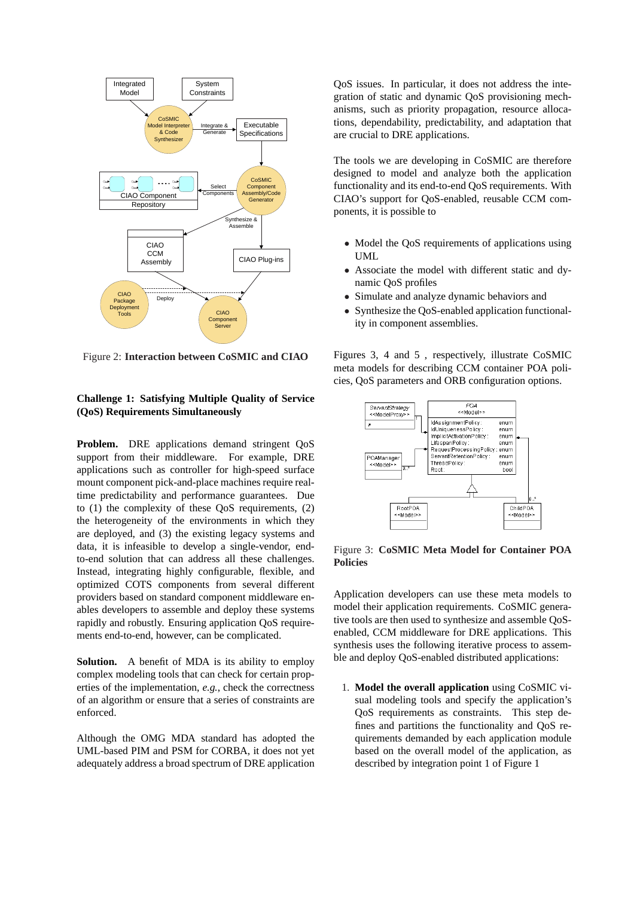Figure 2: **Interaction between CoSMIC and CIAO**

**Challenge 1: Satisfying Multiple Quality of Service (QoS) Requirements Simultaneously**

**Problem.** DRE applications demand stringent QoS support from their middleware. For example, DRE applications such as controller for high-speed surface mount component pick-and-place machines require real-time predictability and performance guarantees. Due to (1) the complexity of these QoS requirements, (2) the heterogeneity of the environments in which they are deployed, and (3) the existing legacy systems and data, it is infeasible to develop a single-vendor, end-to-end solution that can address all these challenges. Instead, integrating highly configurable, flexible, and optimized COTS components from several different providers based on standard component middleware enables developers to assemble and deploy these systems rapidly and robustly. Ensuring application QoS requirements end-to-end, however, can be complicated.

**Solution.** A benefit of MDA is its ability to employ complex modeling tools that can check for certain properties of the implementation, *e.g.*, check the correctness of an algorithm or ensure that a series of constraints are enforced.

Although the OMG MDA standard has adopted the UML-based PIM and PSM for CORBA, it does not yet adequately address a broad spectrum of DRE application QoS issues. In particular, it does not address the integration of static and dynamic QoS provisioning mechanisms, such as priority propagation, resource allocations, dependability, predictability, and adaptation that are crucial to DRE applications.

The tools we are developing in CoSMIC are therefore designed to model and analyze both the application functionality and its end-to-end QoS requirements. With CIAO's support for QoS-enabled, reusable CCM components, it is possible to

- Model the QoS requirements of applications using UML
- Associate the model with different static and dynamic QoS profiles
- Simulate and analyze dynamic behaviors and
- Synthesize the QoS-enabled application functionality in component assemblies.

Figures 3, 4 and 5 , respectively, illustrate CoSMIC meta models for describing CCM container POA policies, QoS parameters and ORB configuration options.

Figure 3: **CoSMIC Meta Model for Container POA Policies**

Application developers can use these meta models to model their application requirements. CoSMIC generative tools are then used to synthesize and assemble QoS-enabled, CCM middleware for DRE applications. This synthesis uses the following iterative process to assemble and deploy QoS-enabled distributed applications:

1. **Model the overall application** using CoSMIC visual modeling tools and specify the application's QoS requirements as constraints. This step defines and partitions the functionality and QoS requirements demanded by each application module based on the overall model of the application, as described by integration point 1 of Figure 1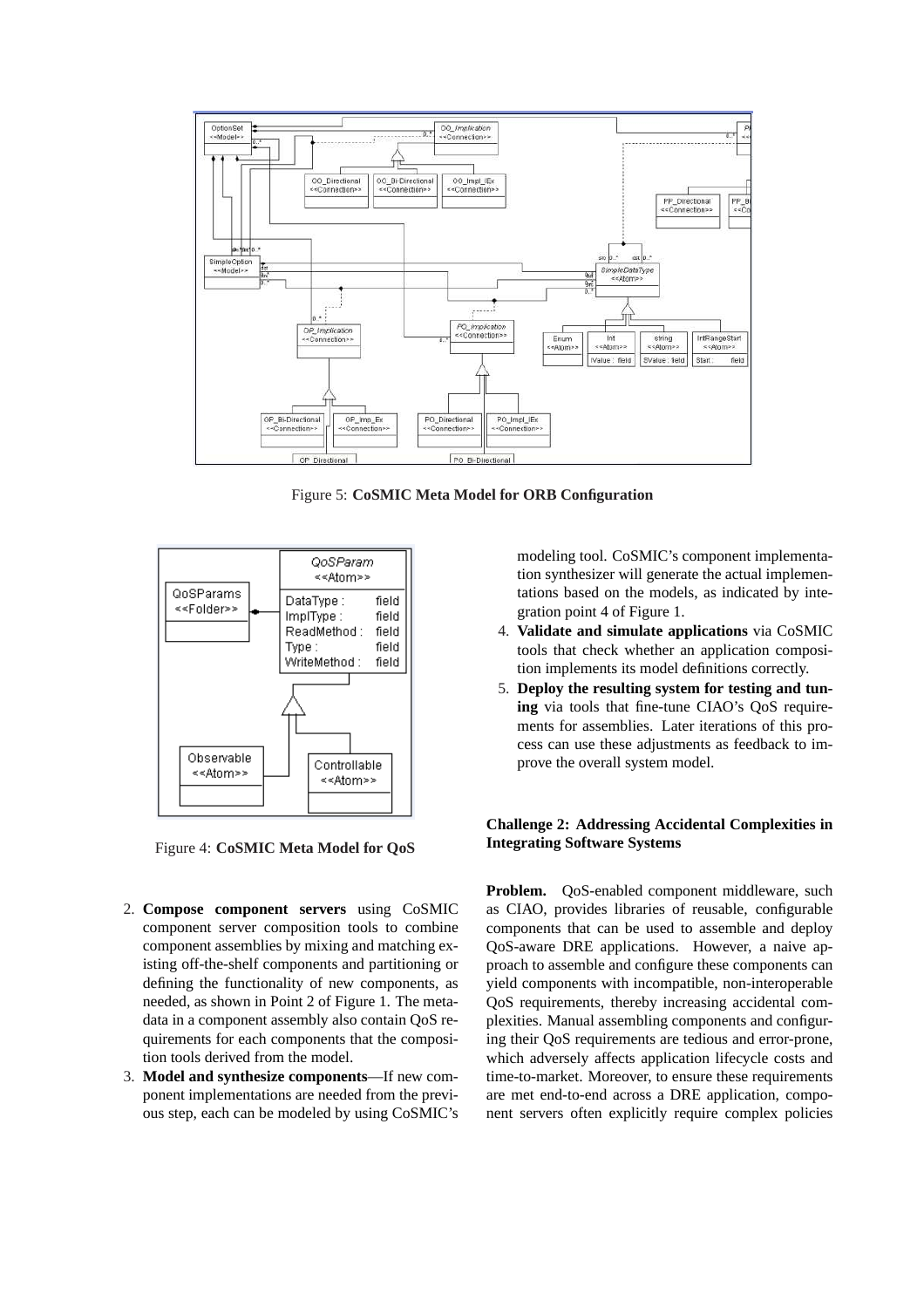Figure 5: **CoSMIC Meta Model for ORB Configuration**

Figure 4: **CoSMIC Meta Model for QoS**

2. **Compose component servers** using CoSMIC component server composition tools to combine component assemblies by mixing and matching existing off-the-shelf components and partitioning or defining the functionality of new components, as needed, as shown in Point 2 of Figure 1. The metadata in a component assembly also contain QoS requirements for each components that the composition tools derived from the model.
3. **Model and synthesize components**—If new component implementations are needed from the previous step, each can be modeled by using CoSMIC's modeling tool. CoSMIC's component implementation synthesizer will generate the actual implementations based on the models, as indicated by integration point 4 of Figure 1.
4. **Validate and simulate applications** via CoSMIC tools that check whether an application composition implements its model definitions correctly.
5. **Deploy the resulting system for testing and tuning** via tools that fine-tune CIAO's QoS requirements for assemblies. Later iterations of this process can use these adjustments as feedback to improve the overall system model.

**Challenge 2: Addressing Accidental Complexities in Integrating Software Systems**

**Problem.** QoS-enabled component middleware, such as CIAO, provides libraries of reusable, configurable components that can be used to assemble and deploy QoS-aware DRE applications. However, a naive approach to assemble and configure these components can yield components with incompatible, non-interoperable QoS requirements, thereby increasing accidental complexities. Manual assembling components and configuring their QoS requirements are tedious and error-prone, which adversely affects application lifecycle costs and time-to-market. Moreover, to ensure these requirements are met end-to-end across a DRE application, component servers often explicitly require complex policies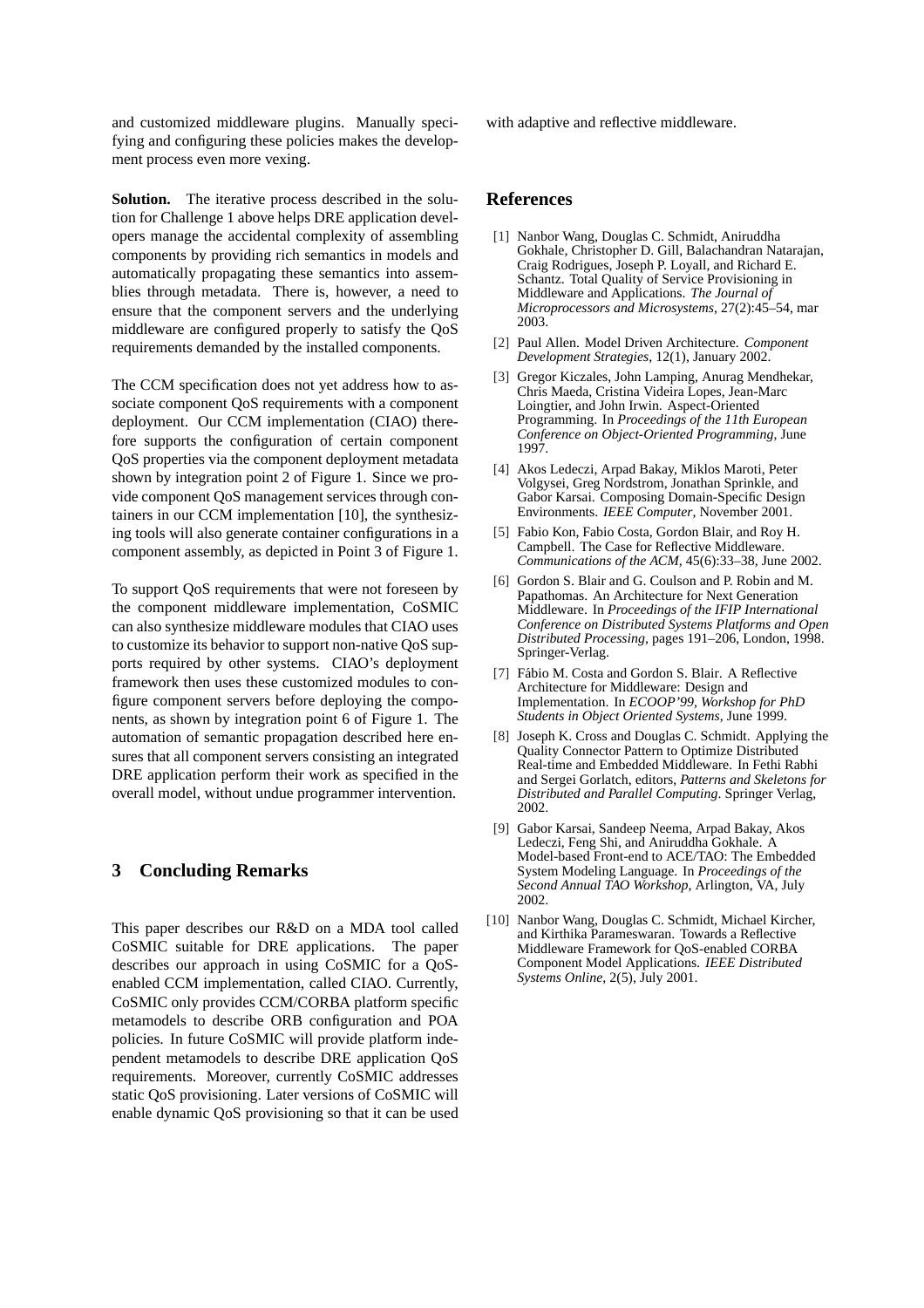and customized middleware plugins. Manually specifying and configuring these policies makes the development process even more vexing.

**Solution.** The iterative process described in the solution for Challenge 1 above helps DRE application developers manage the accidental complexity of assembling components by providing rich semantics in models and automatically propagating these semantics into assemblies through metadata. There is, however, a need to ensure that the component servers and the underlying middleware are configured properly to satisfy the QoS requirements demanded by the installed components.

The CCM specification does not yet address how to associate component QoS requirements with a component deployment. Our CCM implementation (CIAO) therefore supports the configuration of certain component QoS properties via the component deployment metadata shown by integration point 2 of Figure 1. Since we provide component QoS management services through containers in our CCM implementation [10], the synthesizing tools will also generate container configurations in a component assembly, as depicted in Point 3 of Figure 1.

To support QoS requirements that were not foreseen by the component middleware implementation, CoSMIC can also synthesize middleware modules that CIAO uses to customize its behavior to support non-native QoS supports required by other systems. CIAO's deployment framework then uses these customized modules to configure component servers before deploying the components, as shown by integration point 6 of Figure 1. The automation of semantic propagation described here ensures that all component servers consisting an integrated DRE application perform their work as specified in the overall model, without undue programmer intervention.

## 3 Concluding Remarks

This paper describes our R&D on a MDA tool called CoSMIC suitable for DRE applications. The paper describes our approach in using CoSMIC for a QoS-enabled CCM implementation, called CIAO. Currently, CoSMIC only provides CCM/CORBA platform specific metamodels to describe ORB configuration and POA policies. In future CoSMIC will provide platform independent metamodels to describe DRE application QoS requirements. Moreover, currently CoSMIC addresses static QoS provisioning. Later versions of CoSMIC will enable dynamic QoS provisioning so that it can be used with adaptive and reflective middleware.

## References

[1] Nanbor Wang, Douglas C. Schmidt, Aniruddha Gokhale, Christopher D. Gill, Balachandran Natarajan, Craig Rodrigues, Joseph P. Loyall, and Richard E. Schantz. Total Quality of Service Provisioning in Middleware and Applications. *The Journal of Microprocessors and Microsystems*, 27(2):45–54, mar 2003.

[2] Paul Allen. Model Driven Architecture. *Component Development Strategies*, 12(1), January 2002.

[3] Gregor Kiczales, John Lamping, Anurag Mendhekar, Chris Maeda, Cristina Videira Lopes, Jean-Marc Loingtier, and John Irwin. Aspect-Oriented Programming. In *Proceedings of the 11th European Conference on Object-Oriented Programming*, June 1997.

[4] Akos Ledeczi, Arpad Bakay, Miklos Maroti, Peter Volgysei, Greg Nordstrom, Jonathan Sprinkle, and Gabor Karsai. Composing Domain-Specific Design Environments. *IEEE Computer*, November 2001.

[5] Fabio Kon, Fabio Costa, Gordon Blair, and Roy H. Campbell. The Case for Reflective Middleware. *Communications of the ACM*, 45(6):33–38, June 2002.

[6] Gordon S. Blair and G. Coulson and P. Robin and M. Papathomas. An Architecture for Next Generation Middleware. In *Proceedings of the IFIP International Conference on Distributed Systems Platforms and Open Distributed Processing*, pages 191–206, London, 1998. Springer-Verlag.

[7] Fábio M. Costa and Gordon S. Blair. A Reflective Architecture for Middleware: Design and Implementation. In *ECOOP'99, Workshop for PhD Students in Object Oriented Systems*, June 1999.

[8] Joseph K. Cross and Douglas C. Schmidt. Applying the Quality Connector Pattern to Optimize Distributed Real-time and Embedded Middleware. In Fethi Rabhi and Sergei Gorlatch, editors, *Patterns and Skeletons for Distributed and Parallel Computing*. Springer Verlag, 2002.

[9] Gabor Karsai, Sandeep Neema, Arpad Bakay, Akos Ledeczi, Feng Shi, and Aniruddha Gokhale. A Model-based Front-end to ACE/TAO: The Embedded System Modeling Language. In *Proceedings of the Second Annual TAO Workshop*, Arlington, VA, July 2002.

[10] Nanbor Wang, Douglas C. Schmidt, Michael Kircher, and Kirthika Parameswaran. Towards a Reflective Middleware Framework for QoS-enabled CORBA Component Model Applications. *IEEE Distributed Systems Online*, 2(5), July 2001.